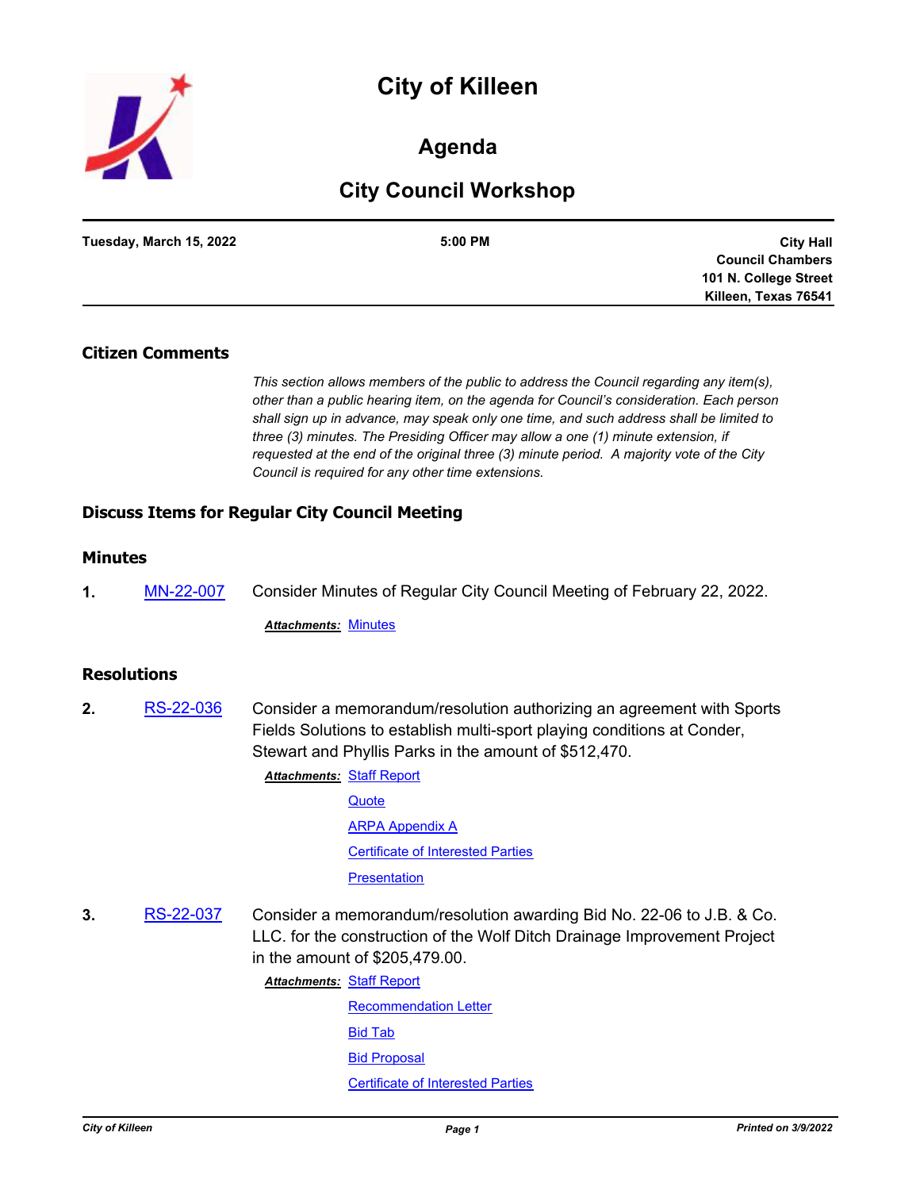# City of Killeen

## Agenda

## City Council Workshop

**Tuesday, March 15, 2022** | **5:00 PM** | **City Hall Council Chambers 101 N. College Street Killeen, Texas 76541**

### Citizen Comments

*This section allows members of the public to address the Council regarding any item(s), other than a public hearing item, on the agenda for Council's consideration. Each person shall sign up in advance, may speak only one time, and such address shall be limited to three (3) minutes. The Presiding Officer may allow a one (1) minute extension, if requested at the end of the original three (3) minute period. A majority vote of the City Council is required for any other time extensions.*

### Discuss Items for Regular City Council Meeting

### Minutes

**1.** MN-22-007 Consider Minutes of Regular City Council Meeting of February 22, 2022.

***Attachments:*** Minutes

### Resolutions

**2.** RS-22-036 Consider a memorandum/resolution authorizing an agreement with Sports Fields Solutions to establish multi-sport playing conditions at Conder, Stewart and Phyllis Parks in the amount of $512,470.

***Attachments:*** Staff Report
Quote
ARPA Appendix A
Certificate of Interested Parties
Presentation

**3.** RS-22-037 Consider a memorandum/resolution awarding Bid No. 22-06 to J.B. & Co. LLC. for the construction of the Wolf Ditch Drainage Improvement Project in the amount of $205,479.00.

***Attachments:*** Staff Report
Recommendation Letter
Bid Tab
Bid Proposal
Certificate of Interested Parties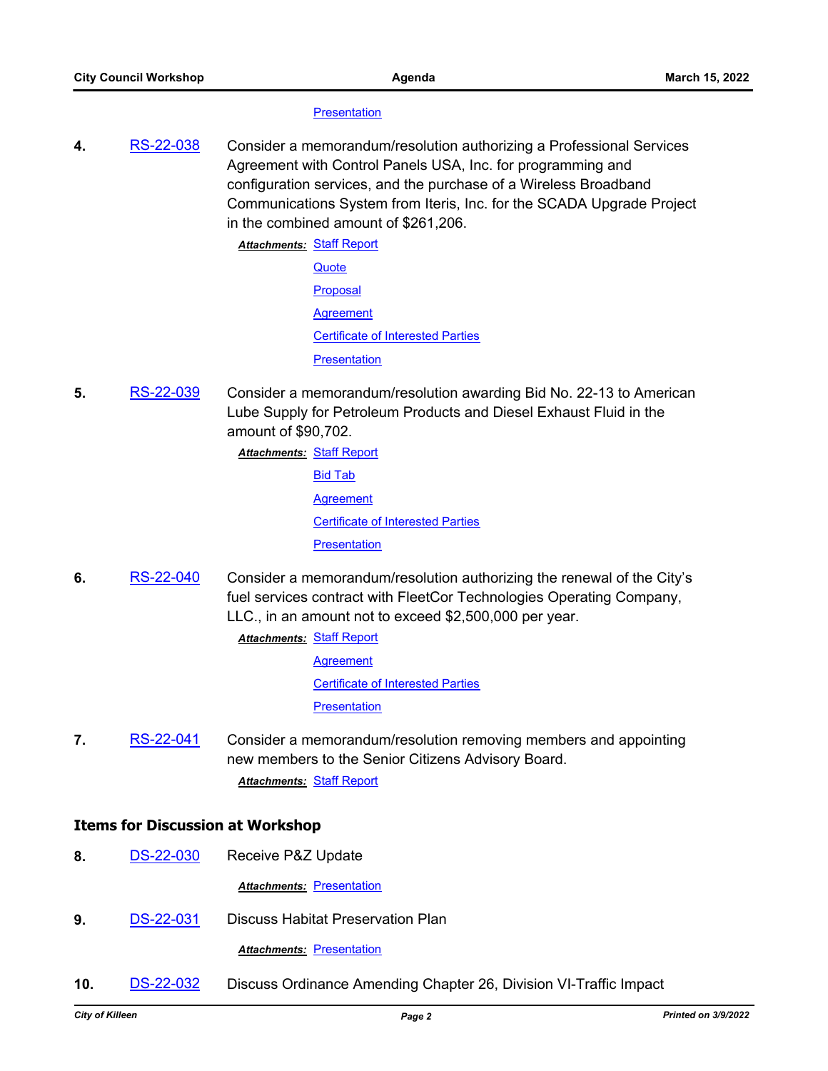Presentation

**4.** RS-22-038 Consider a memorandum/resolution authorizing a Professional Services Agreement with Control Panels USA, Inc. for programming and configuration services, and the purchase of a Wireless Broadband Communications System from Iteris, Inc. for the SCADA Upgrade Project in the combined amount of $261,206.

***Attachments:*** Staff Report
Quote
Proposal
Agreement
Certificate of Interested Parties
Presentation

**5.** RS-22-039 Consider a memorandum/resolution awarding Bid No. 22-13 to American Lube Supply for Petroleum Products and Diesel Exhaust Fluid in the amount of $90,702.

***Attachments:*** Staff Report
Bid Tab
Agreement
Certificate of Interested Parties
Presentation

**6.** RS-22-040 Consider a memorandum/resolution authorizing the renewal of the City's fuel services contract with FleetCor Technologies Operating Company, LLC., in an amount not to exceed $2,500,000 per year.

***Attachments:*** Staff Report
Agreement
Certificate of Interested Parties
Presentation

**7.** RS-22-041 Consider a memorandum/resolution removing members and appointing new members to the Senior Citizens Advisory Board.

***Attachments:*** Staff Report

## Items for Discussion at Workshop

**8.** DS-22-030 Receive P&Z Update

***Attachments:*** Presentation

**9.** DS-22-031 Discuss Habitat Preservation Plan

***Attachments:*** Presentation

**10.** DS-22-032 Discuss Ordinance Amending Chapter 26, Division VI-Traffic Impact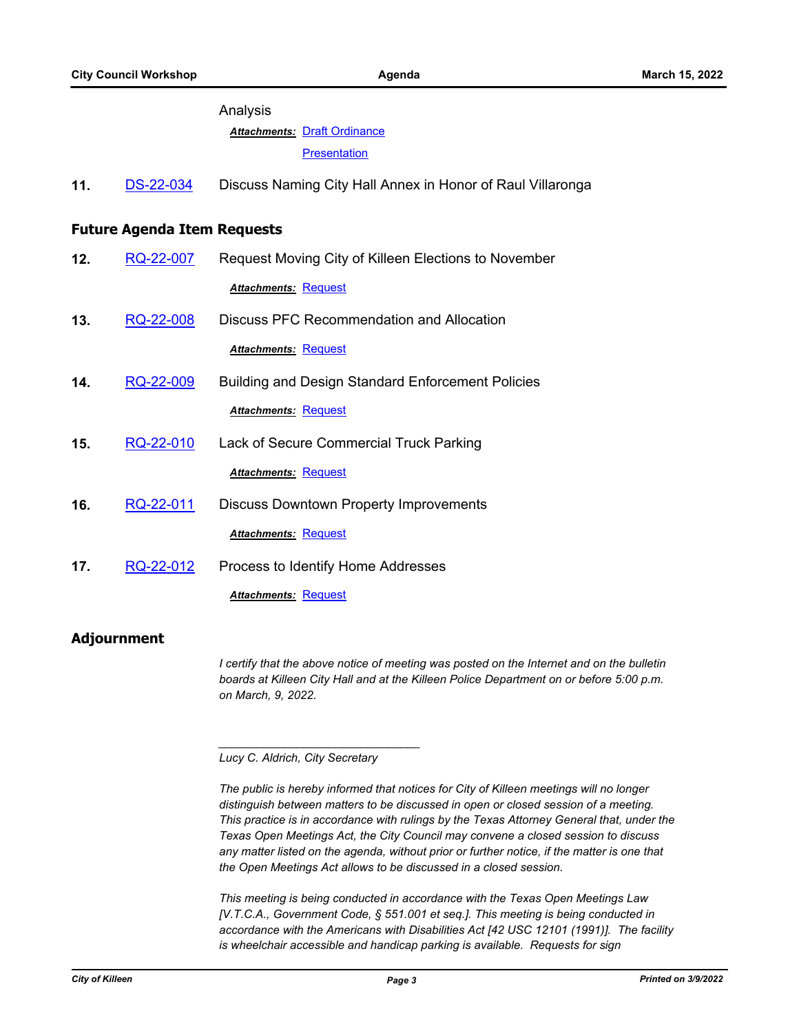Analysis

***Attachments:*** Draft Ordinance

Presentation

**11.** DS-22-034 Discuss Naming City Hall Annex in Honor of Raul Villaronga

## Future Agenda Item Requests

**12.** RQ-22-007 Request Moving City of Killeen Elections to November

***Attachments:*** Request

**13.** RQ-22-008 Discuss PFC Recommendation and Allocation

***Attachments:*** Request

**14.** RQ-22-009 Building and Design Standard Enforcement Policies

***Attachments:*** Request

**15.** RQ-22-010 Lack of Secure Commercial Truck Parking

***Attachments:*** Request

**16.** RQ-22-011 Discuss Downtown Property Improvements

***Attachments:*** Request

**17.** RQ-22-012 Process to Identify Home Addresses

***Attachments:*** Request

## Adjournment

*I certify that the above notice of meeting was posted on the Internet and on the bulletin boards at Killeen City Hall and at the Killeen Police Department on or before 5:00 p.m. on March, 9, 2022.*

_______________________________

*Lucy C. Aldrich, City Secretary*

*The public is hereby informed that notices for City of Killeen meetings will no longer distinguish between matters to be discussed in open or closed session of a meeting. This practice is in accordance with rulings by the Texas Attorney General that, under the Texas Open Meetings Act, the City Council may convene a closed session to discuss any matter listed on the agenda, without prior or further notice, if the matter is one that the Open Meetings Act allows to be discussed in a closed session.*

*This meeting is being conducted in accordance with the Texas Open Meetings Law [V.T.C.A., Government Code, § 551.001 et seq.]. This meeting is being conducted in accordance with the Americans with Disabilities Act [42 USC 12101 (1991)]. The facility is wheelchair accessible and handicap parking is available. Requests for sign*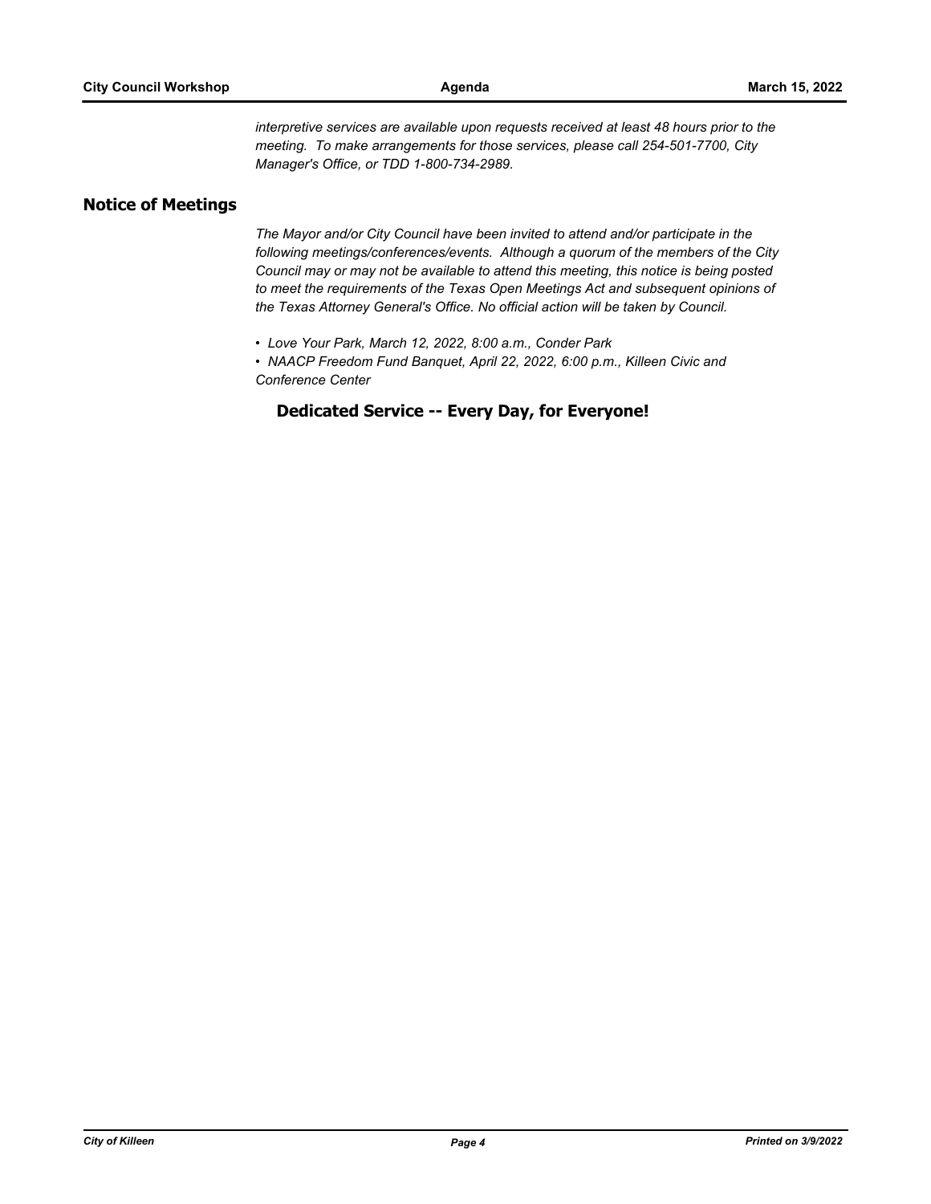*interpretive services are available upon requests received at least 48 hours prior to the meeting. To make arrangements for those services, please call 254-501-7700, City Manager's Office, or TDD 1-800-734-2989.*

## Notice of Meetings

*The Mayor and/or City Council have been invited to attend and/or participate in the following meetings/conferences/events. Although a quorum of the members of the City Council may or may not be available to attend this meeting, this notice is being posted to meet the requirements of the Texas Open Meetings Act and subsequent opinions of the Texas Attorney General's Office. No official action will be taken by Council.*

- *Love Your Park, March 12, 2022, 8:00 a.m., Conder Park*
- *NAACP Freedom Fund Banquet, April 22, 2022, 6:00 p.m., Killeen Civic and Conference Center*

**Dedicated Service -- Every Day, for Everyone!**